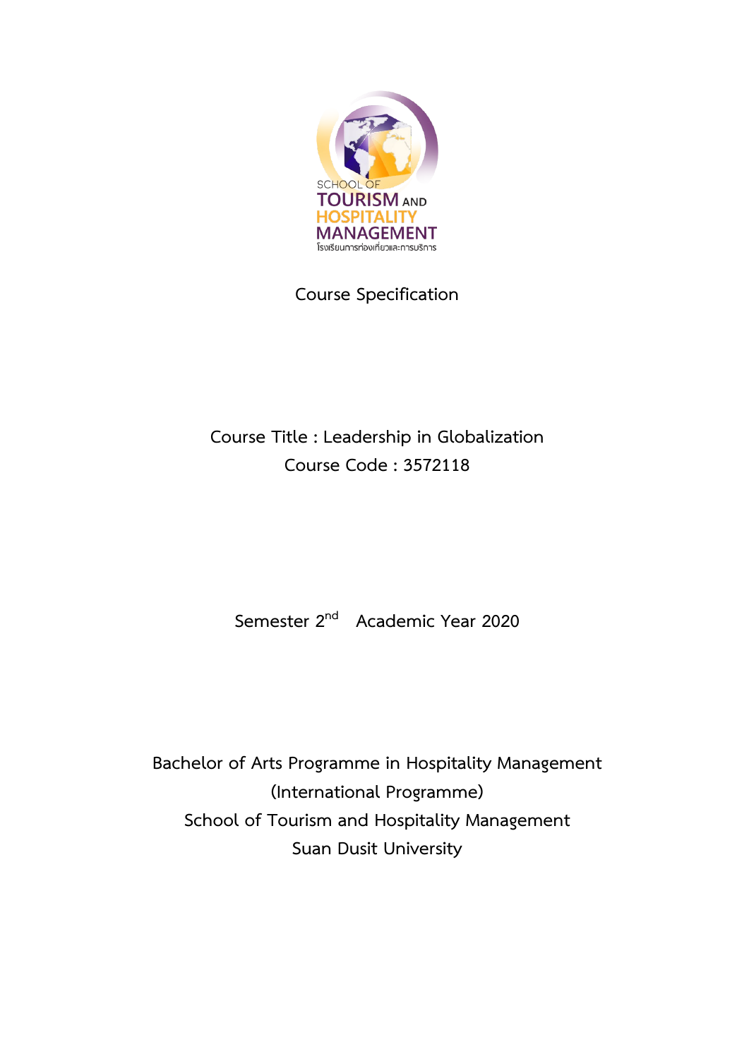SCHOOL OF
TOURISM AND
HOSPITALITY
MANAGEMENT
โรงเรียนการท่องเที่ยวและการบริการ

# Course Specification

**Course Title : Leadership in Globalization**
**Course Code : 3572118**

Semester 2nd Academic Year 2020

**Bachelor of Arts Programme in Hospitality Management**
**(International Programme)**
**School of Tourism and Hospitality Management**
**Suan Dusit University**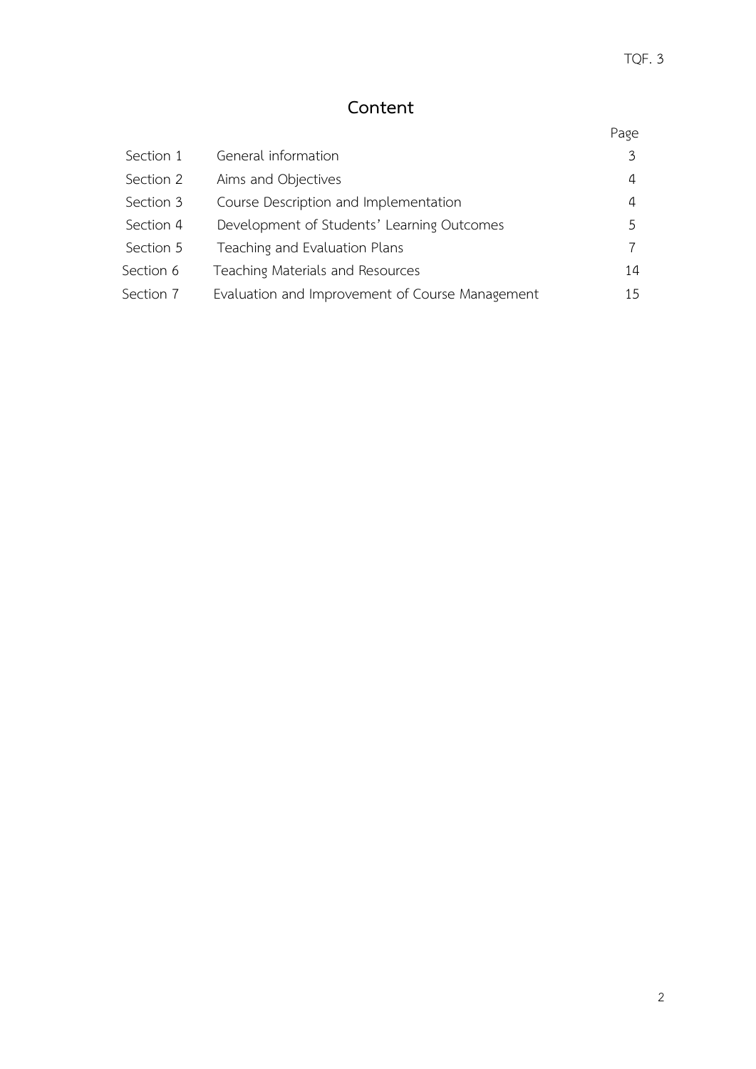# Content

| | | Page |
|---|---|---|
| Section 1 | General information | 3 |
| Section 2 | Aims and Objectives | 4 |
| Section 3 | Course Description and Implementation | 4 |
| Section 4 | Development of Students' Learning Outcomes | 5 |
| Section 5 | Teaching and Evaluation Plans | 7 |
| Section 6 | Teaching Materials and Resources | 14 |
| Section 7 | Evaluation and Improvement of Course Management | 15 |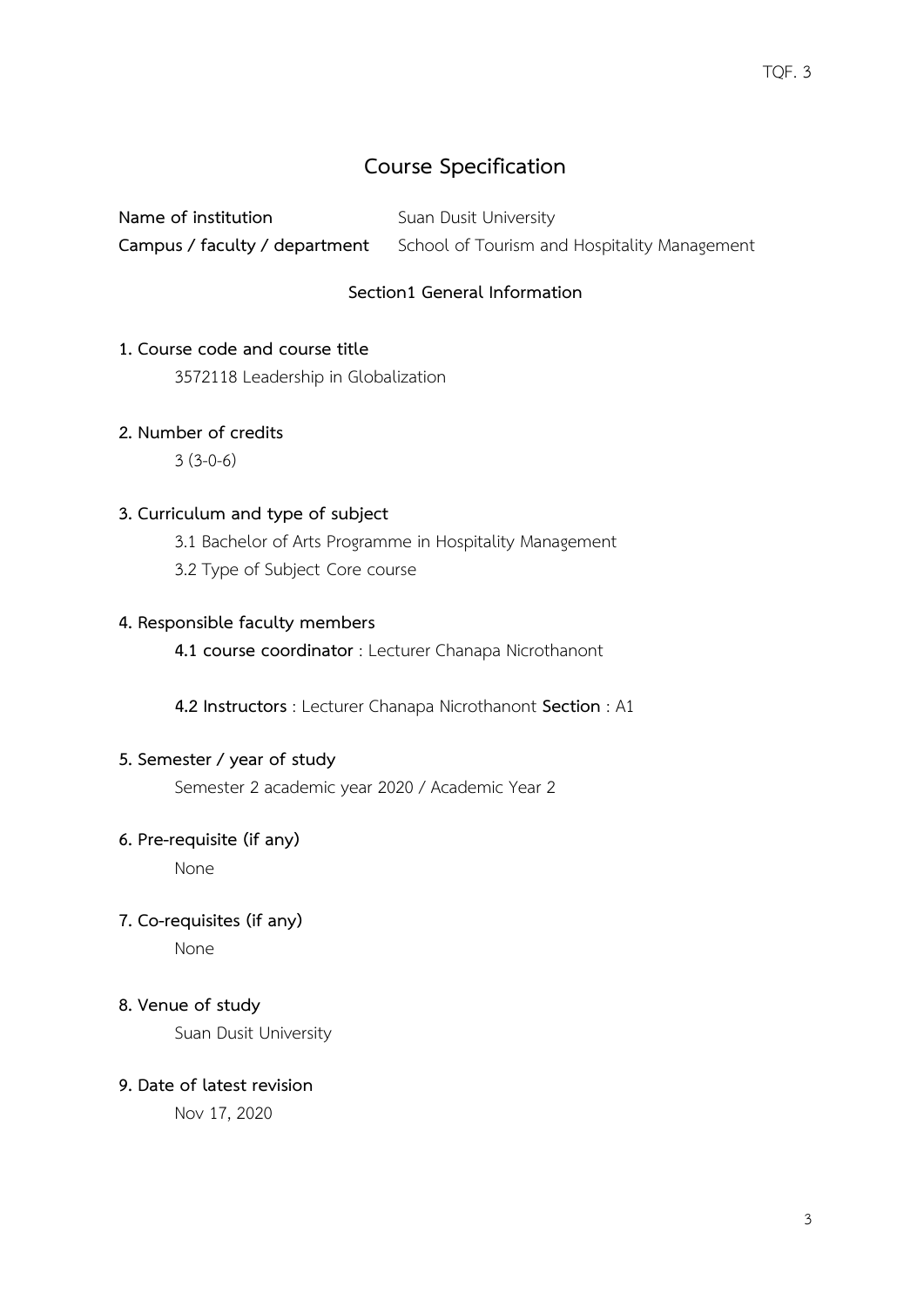# Course Specification

**Name of institution** Suan Dusit University

**Campus / faculty / department** School of Tourism and Hospitality Management

## Section1 General Information

**1. Course code and course title**

3572118 Leadership in Globalization

**2. Number of credits**

3 (3-0-6)

**3. Curriculum and type of subject**

3.1 Bachelor of Arts Programme in Hospitality Management

3.2 Type of Subject Core course

**4. Responsible faculty members**

**4.1 course coordinator** : Lecturer Chanapa Nicrothanont

**4.2 Instructors** : Lecturer Chanapa Nicrothanont **Section** : A1

**5. Semester / year of study**

Semester 2 academic year 2020 / Academic Year 2

**6. Pre-requisite (if any)**

None

**7. Co-requisites (if any)**

None

**8. Venue of study**

Suan Dusit University

**9. Date of latest revision**

Nov 17, 2020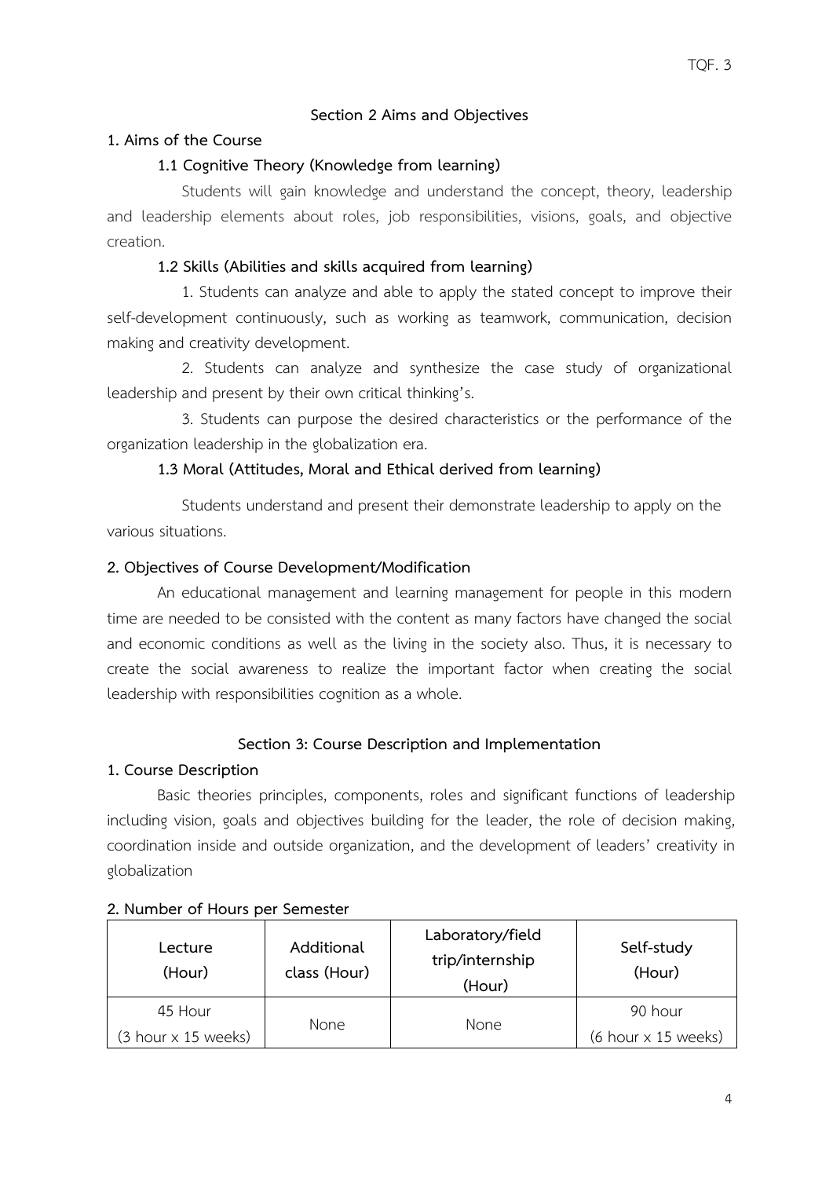## Section 2 Aims and Objectives

### 1. Aims of the Course

#### 1.1 Cognitive Theory (Knowledge from learning)

Students will gain knowledge and understand the concept, theory, leadership and leadership elements about roles, job responsibilities, visions, goals, and objective creation.

#### 1.2 Skills (Abilities and skills acquired from learning)

1. Students can analyze and able to apply the stated concept to improve their self-development continuously, such as working as teamwork, communication, decision making and creativity development.

2. Students can analyze and synthesize the case study of organizational leadership and present by their own critical thinking's.

3. Students can purpose the desired characteristics or the performance of the organization leadership in the globalization era.

#### 1.3 Moral (Attitudes, Moral and Ethical derived from learning)

Students understand and present their demonstrate leadership to apply on the various situations.

### 2. Objectives of Course Development/Modification

An educational management and learning management for people in this modern time are needed to be consisted with the content as many factors have changed the social and economic conditions as well as the living in the society also. Thus, it is necessary to create the social awareness to realize the important factor when creating the social leadership with responsibilities cognition as a whole.

## Section 3: Course Description and Implementation

### 1. Course Description

Basic theories principles, components, roles and significant functions of leadership including vision, goals and objectives building for the leader, the role of decision making, coordination inside and outside organization, and the development of leaders' creativity in globalization

### 2. Number of Hours per Semester

| Lecture (Hour) | Additional class (Hour) | Laboratory/field trip/internship (Hour) | Self-study (Hour) |
| --- | --- | --- | --- |
| 45 Hour (3 hour x 15 weeks) | None | None | 90 hour (6 hour x 15 weeks) |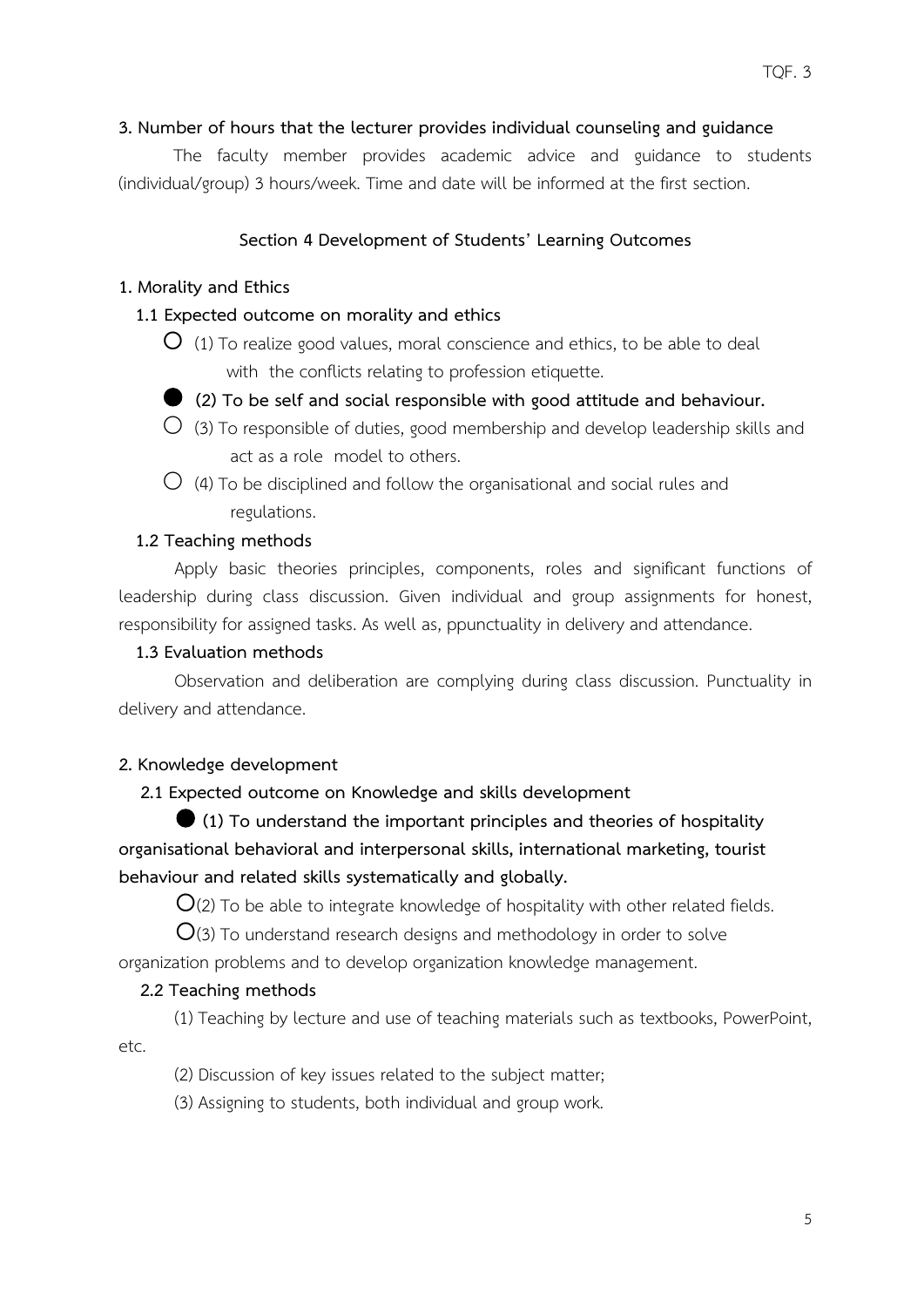**3. Number of hours that the lecturer provides individual counseling and guidance**

The faculty member provides academic advice and guidance to students (individual/group) 3 hours/week. Time and date will be informed at the first section.

## Section 4 Development of Students' Learning Outcomes

**1. Morality and Ethics**

**1.1 Expected outcome on morality and ethics**

○ (1) To realize good values, moral conscience and ethics, to be able to deal with the conflicts relating to profession etiquette.

● **(2) To be self and social responsible with good attitude and behaviour.**

○ (3) To responsible of duties, good membership and develop leadership skills and act as a role model to others.

○ (4) To be disciplined and follow the organisational and social rules and regulations.

**1.2 Teaching methods**

Apply basic theories principles, components, roles and significant functions of leadership during class discussion. Given individual and group assignments for honest, responsibility for assigned tasks. As well as, ppunctuality in delivery and attendance.

**1.3 Evaluation methods**

Observation and deliberation are complying during class discussion. Punctuality in delivery and attendance.

**2. Knowledge development**

**2.1 Expected outcome on Knowledge and skills development**

● **(1) To understand the important principles and theories of hospitality organisational behavioral and interpersonal skills, international marketing, tourist behaviour and related skills systematically and globally.**

○(2) To be able to integrate knowledge of hospitality with other related fields.

○(3) To understand research designs and methodology in order to solve organization problems and to develop organization knowledge management.

**2.2 Teaching methods**

(1) Teaching by lecture and use of teaching materials such as textbooks, PowerPoint, etc.

(2) Discussion of key issues related to the subject matter;

(3) Assigning to students, both individual and group work.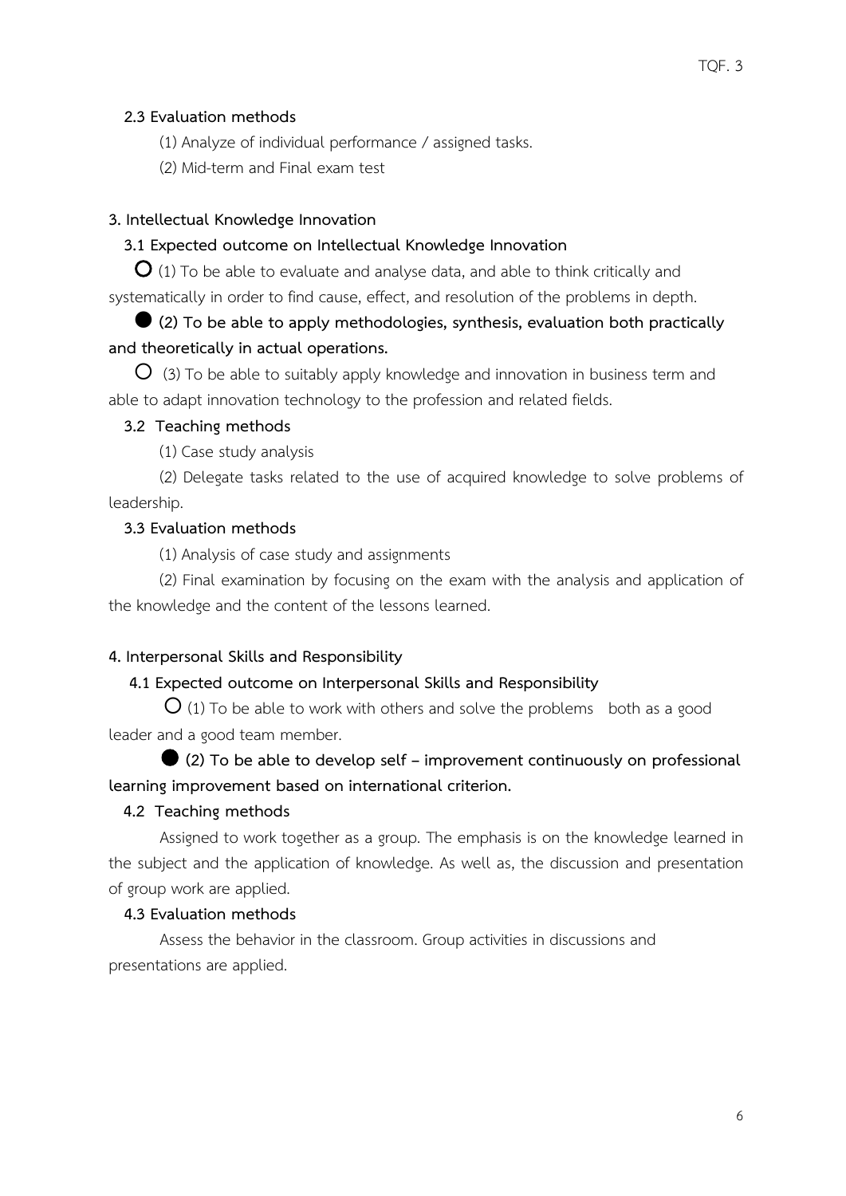**2.3 Evaluation methods**

(1) Analyze of individual performance / assigned tasks.

(2) Mid-term and Final exam test

**3. Intellectual Knowledge Innovation**

**3.1 Expected outcome on Intellectual Knowledge Innovation**

○ (1) To be able to evaluate and analyse data, and able to think critically and systematically in order to find cause, effect, and resolution of the problems in depth.

● **(2) To be able to apply methodologies, synthesis, evaluation both practically and theoretically in actual operations.**

○ (3) To be able to suitably apply knowledge and innovation in business term and able to adapt innovation technology to the profession and related fields.

**3.2 Teaching methods**

(1) Case study analysis

(2) Delegate tasks related to the use of acquired knowledge to solve problems of leadership.

**3.3 Evaluation methods**

(1) Analysis of case study and assignments

(2) Final examination by focusing on the exam with the analysis and application of the knowledge and the content of the lessons learned.

**4. Interpersonal Skills and Responsibility**

**4.1 Expected outcome on Interpersonal Skills and Responsibility**

○ (1) To be able to work with others and solve the problems both as a good leader and a good team member.

● **(2) To be able to develop self – improvement continuously on professional learning improvement based on international criterion.**

**4.2 Teaching methods**

Assigned to work together as a group. The emphasis is on the knowledge learned in the subject and the application of knowledge. As well as, the discussion and presentation of group work are applied.

**4.3 Evaluation methods**

Assess the behavior in the classroom. Group activities in discussions and presentations are applied.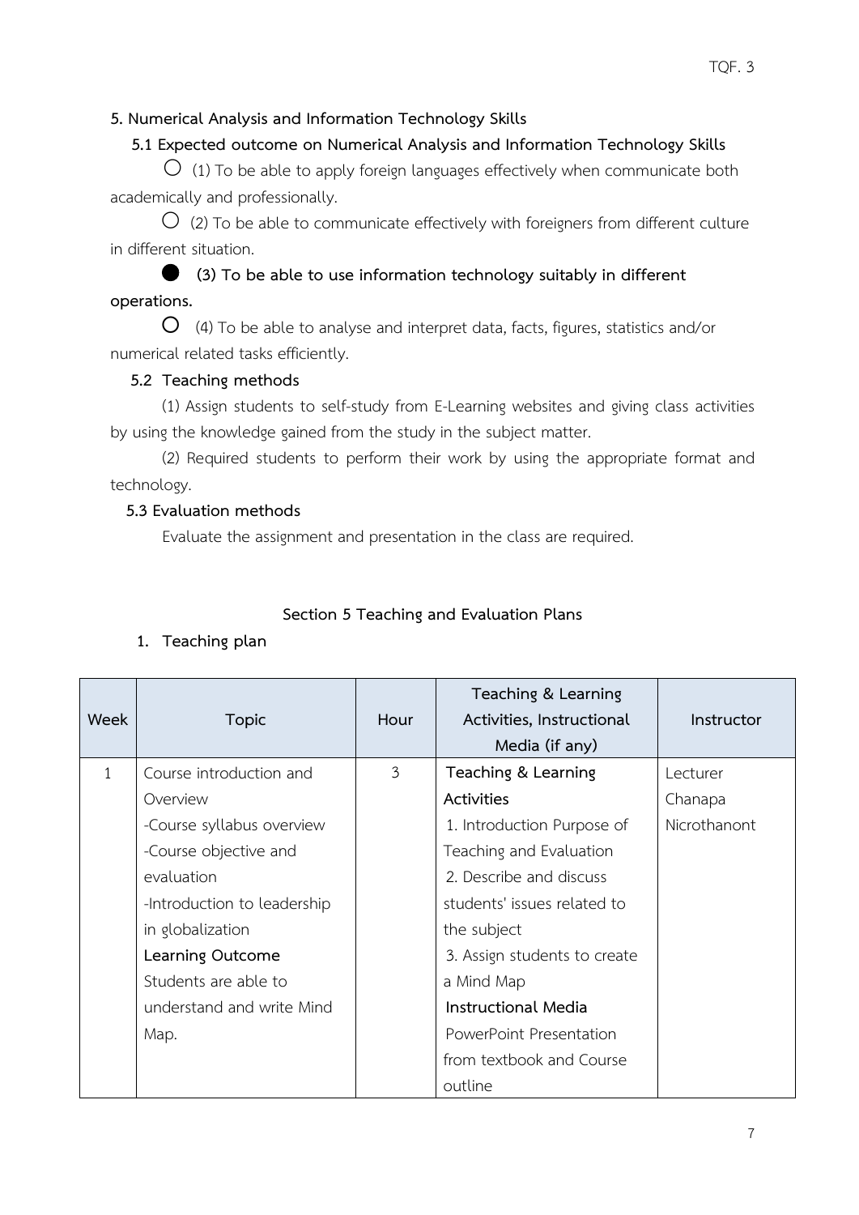**5. Numerical Analysis and Information Technology Skills**

**5.1 Expected outcome on Numerical Analysis and Information Technology Skills**

○ (1) To be able to apply foreign languages effectively when communicate both academically and professionally.

○ (2) To be able to communicate effectively with foreigners from different culture in different situation.

● **(3) To be able to use information technology suitably in different operations.**

○ (4) To be able to analyse and interpret data, facts, figures, statistics and/or numerical related tasks efficiently.

**5.2 Teaching methods**

(1) Assign students to self-study from E-Learning websites and giving class activities by using the knowledge gained from the study in the subject matter.

(2) Required students to perform their work by using the appropriate format and technology.

**5.3 Evaluation methods**

Evaluate the assignment and presentation in the class are required.

## Section 5 Teaching and Evaluation Plans

**1. Teaching plan**

| Week | Topic | Hour | Teaching & Learning Activities, Instructional Media (if any) | Instructor |
|---|---|---|---|---|
| 1 | Course introduction and Overview<br>-Course syllabus overview<br>-Course objective and evaluation<br>-Introduction to leadership in globalization<br>**Learning Outcome**<br>Students are able to understand and write Mind Map. | 3 | **Teaching & Learning Activities**<br>1. Introduction Purpose of Teaching and Evaluation<br>2. Describe and discuss students' issues related to the subject<br>3. Assign students to create a Mind Map<br>**Instructional Media**<br>PowerPoint Presentation from textbook and Course outline | Lecturer Chanapa Nicrothanont |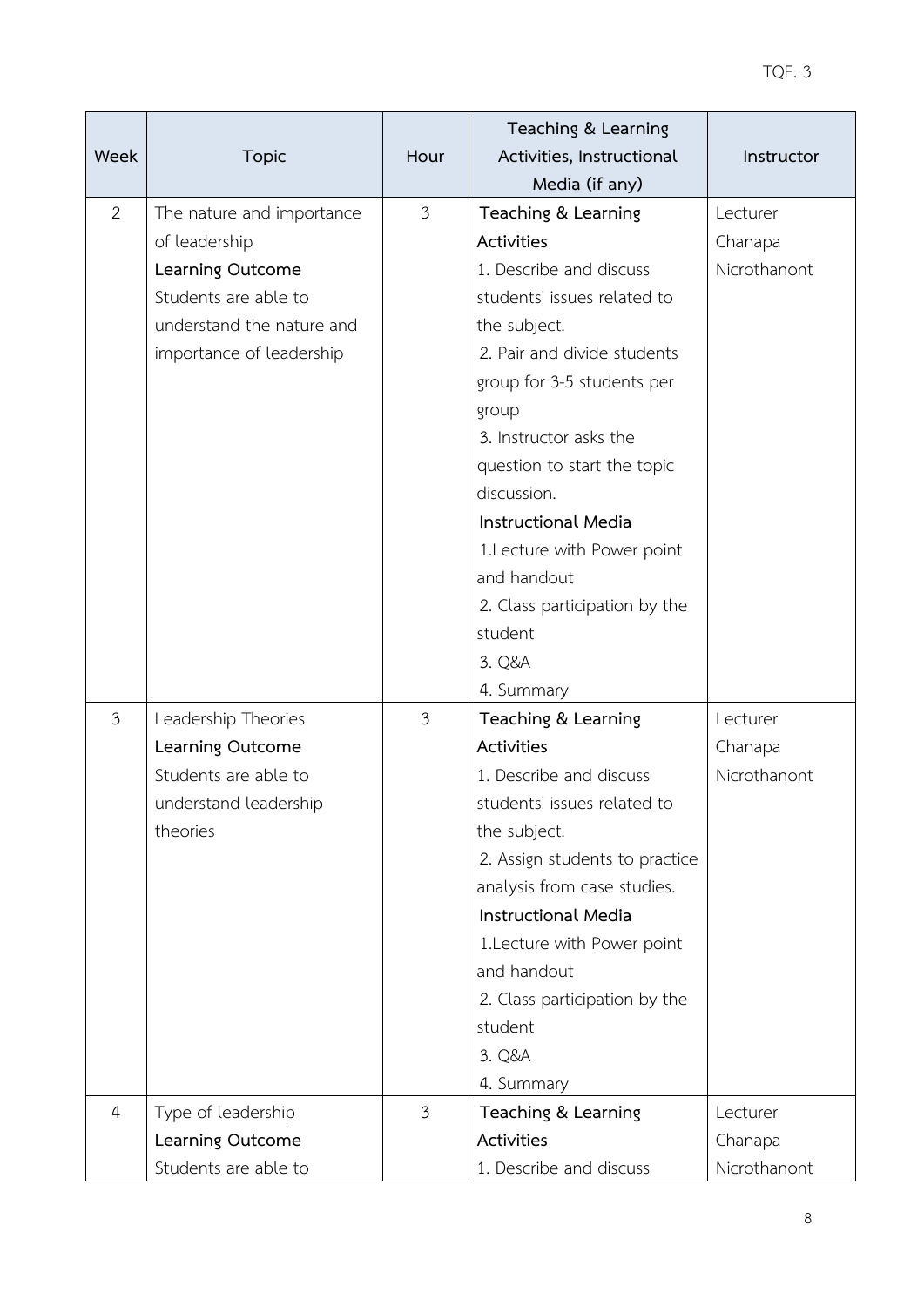| Week | Topic | Hour | Teaching & Learning Activities, Instructional Media (if any) | Instructor |
|---|---|---|---|---|
| 2 | The nature and importance of leadership<br>**Learning Outcome**<br>Students are able to understand the nature and importance of leadership | 3 | **Teaching & Learning Activities**<br>1. Describe and discuss students' issues related to the subject.<br>2. Pair and divide students group for 3-5 students per group<br>3. Instructor asks the question to start the topic discussion.<br>**Instructional Media**<br>1.Lecture with Power point and handout<br>2. Class participation by the student<br>3. Q&A<br>4. Summary | Lecturer Chanapa Nicrothanont |
| 3 | Leadership Theories<br>**Learning Outcome**<br>Students are able to understand leadership theories | 3 | **Teaching & Learning Activities**<br>1. Describe and discuss students' issues related to the subject.<br>2. Assign students to practice analysis from case studies.<br>**Instructional Media**<br>1.Lecture with Power point and handout<br>2. Class participation by the student<br>3. Q&A<br>4. Summary | Lecturer Chanapa Nicrothanont |
| 4 | Type of leadership<br>**Learning Outcome**<br>Students are able to | 3 | **Teaching & Learning Activities**<br>1. Describe and discuss | Lecturer Chanapa Nicrothanont |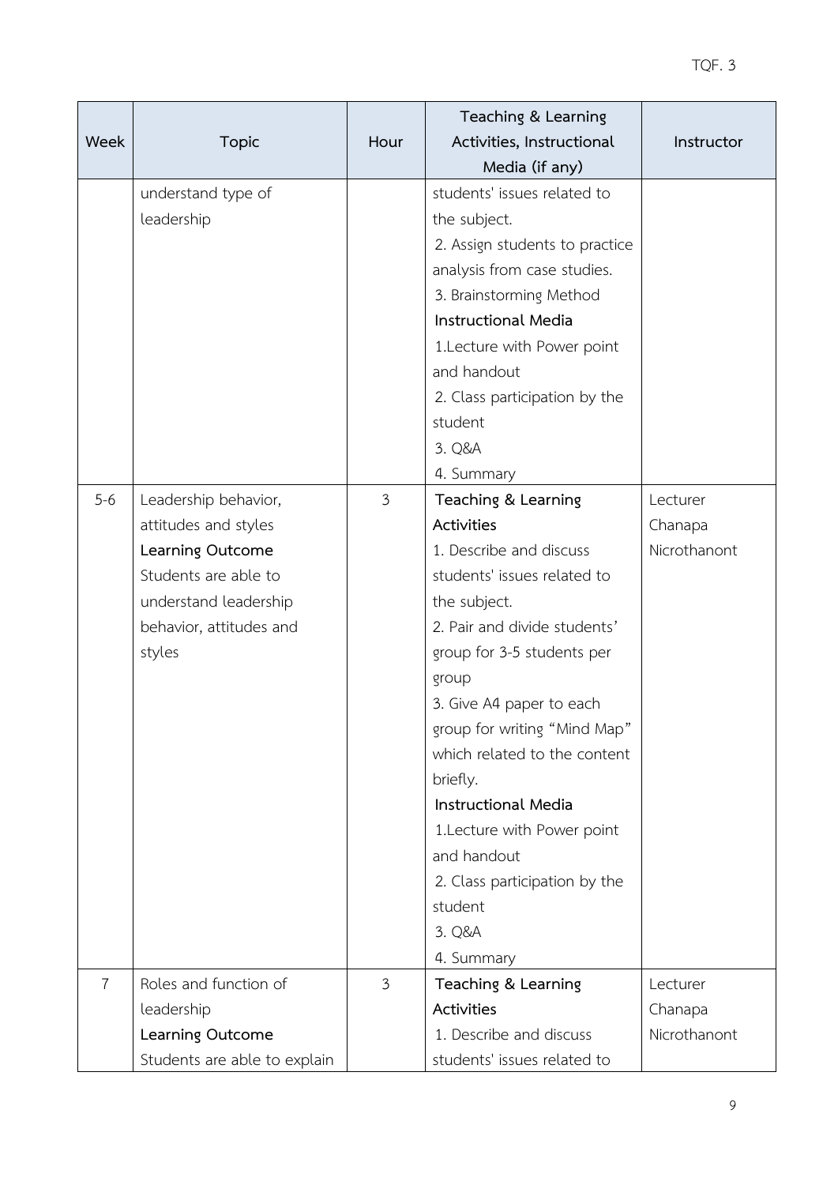| Week | Topic | Hour | Teaching & Learning Activities, Instructional Media (if any) | Instructor |
|---|---|---|---|---|
| | understand type of leadership | | students' issues related to the subject.<br>2. Assign students to practice analysis from case studies.<br>3. Brainstorming Method<br>**Instructional Media**<br>1.Lecture with Power point and handout<br>2. Class participation by the student<br>3. Q&A<br>4. Summary | |
| 5-6 | Leadership behavior, attitudes and styles<br>**Learning Outcome**<br>Students are able to understand leadership behavior, attitudes and styles | 3 | **Teaching & Learning Activities**<br>1. Describe and discuss students' issues related to the subject.<br>2. Pair and divide students' group for 3-5 students per group<br>3. Give A4 paper to each group for writing "Mind Map" which related to the content briefly.<br>**Instructional Media**<br>1.Lecture with Power point and handout<br>2. Class participation by the student<br>3. Q&A<br>4. Summary | Lecturer Chanapa Nicrothanont |
| 7 | Roles and function of leadership<br>**Learning Outcome**<br>Students are able to explain | 3 | **Teaching & Learning Activities**<br>1. Describe and discuss students' issues related to | Lecturer Chanapa Nicrothanont |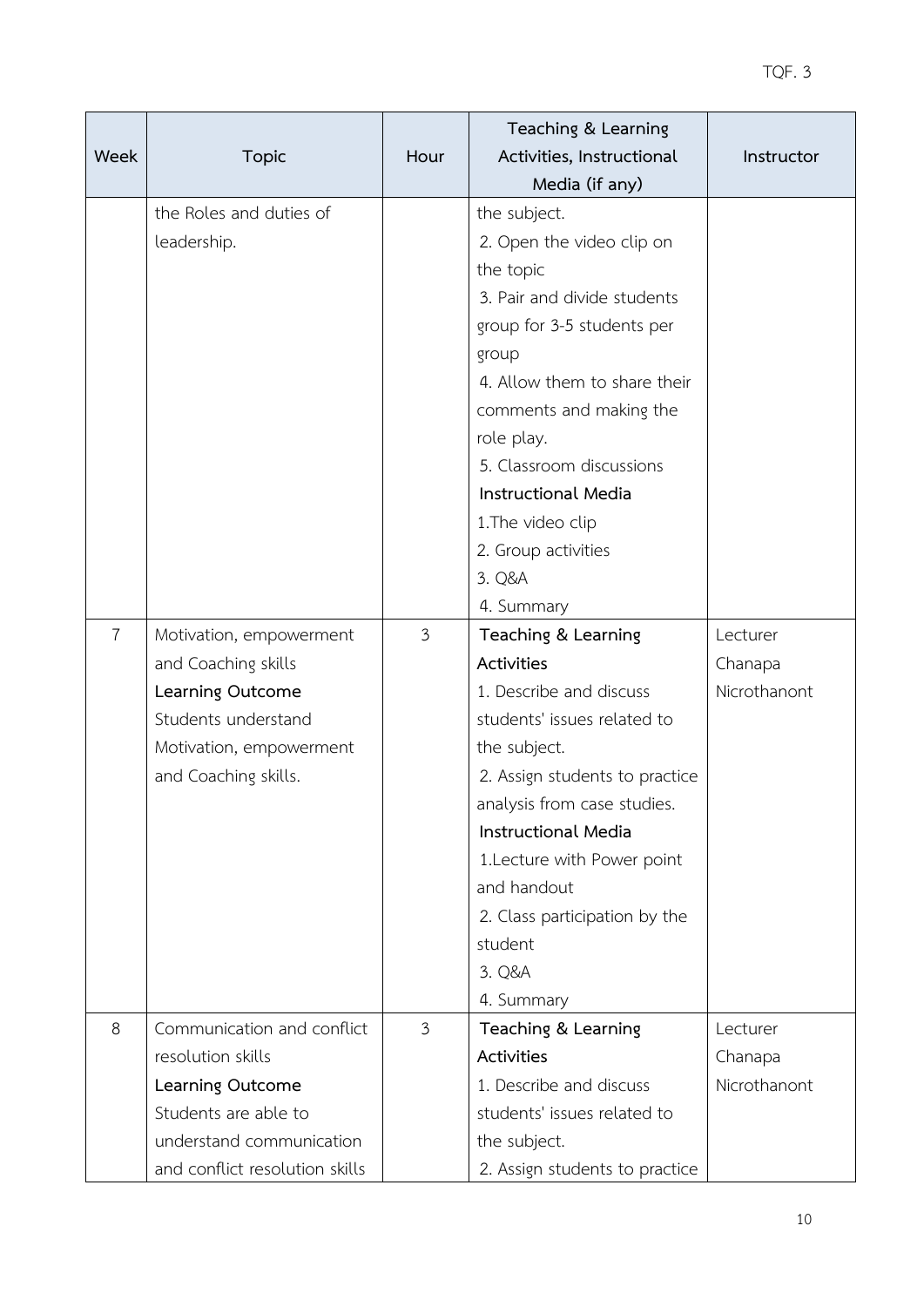| Week | Topic | Hour | Teaching & Learning Activities, Instructional Media (if any) | Instructor |
|---|---|---|---|---|
| | the Roles and duties of leadership. | | the subject.<br>2. Open the video clip on the topic<br>3. Pair and divide students group for 3-5 students per group<br>4. Allow them to share their comments and making the role play.<br>5. Classroom discussions<br>**Instructional Media**<br>1.The video clip<br>2. Group activities<br>3. Q&A<br>4. Summary | |
| 7 | Motivation, empowerment and Coaching skills<br>**Learning Outcome**<br>Students understand Motivation, empowerment and Coaching skills. | 3 | **Teaching & Learning Activities**<br>1. Describe and discuss students' issues related to the subject.<br>2. Assign students to practice analysis from case studies.<br>**Instructional Media**<br>1.Lecture with Power point and handout<br>2. Class participation by the student<br>3. Q&A<br>4. Summary | Lecturer Chanapa Nicrothanont |
| 8 | Communication and conflict resolution skills<br>**Learning Outcome**<br>Students are able to understand communication and conflict resolution skills | 3 | **Teaching & Learning Activities**<br>1. Describe and discuss students' issues related to the subject.<br>2. Assign students to practice | Lecturer Chanapa Nicrothanont |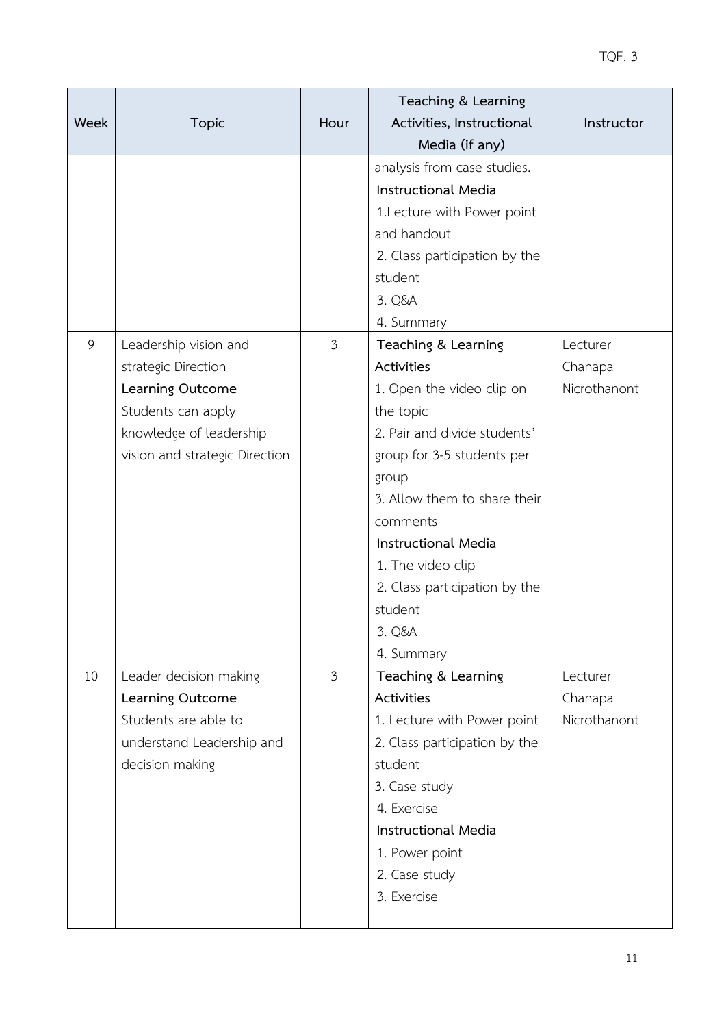| Week | Topic | Hour | Teaching & Learning Activities, Instructional Media (if any) | Instructor |
|---|---|---|---|---|
| | | | analysis from case studies.<br>**Instructional Media**<br>1.Lecture with Power point and handout<br>2. Class participation by the student<br>3. Q&A<br>4. Summary | |
| 9 | Leadership vision and strategic Direction<br>**Learning Outcome**<br>Students can apply knowledge of leadership vision and strategic Direction | 3 | **Teaching & Learning Activities**<br>1. Open the video clip on the topic<br>2. Pair and divide students' group for 3-5 students per group<br>3. Allow them to share their comments<br>**Instructional Media**<br>1. The video clip<br>2. Class participation by the student<br>3. Q&A<br>4. Summary | Lecturer Chanapa Nicrothanont |
| 10 | Leader decision making<br>**Learning Outcome**<br>Students are able to understand Leadership and decision making | 3 | **Teaching & Learning Activities**<br>1. Lecture with Power point<br>2. Class participation by the student<br>3. Case study<br>4. Exercise<br>**Instructional Media**<br>1. Power point<br>2. Case study<br>3. Exercise | Lecturer Chanapa Nicrothanont |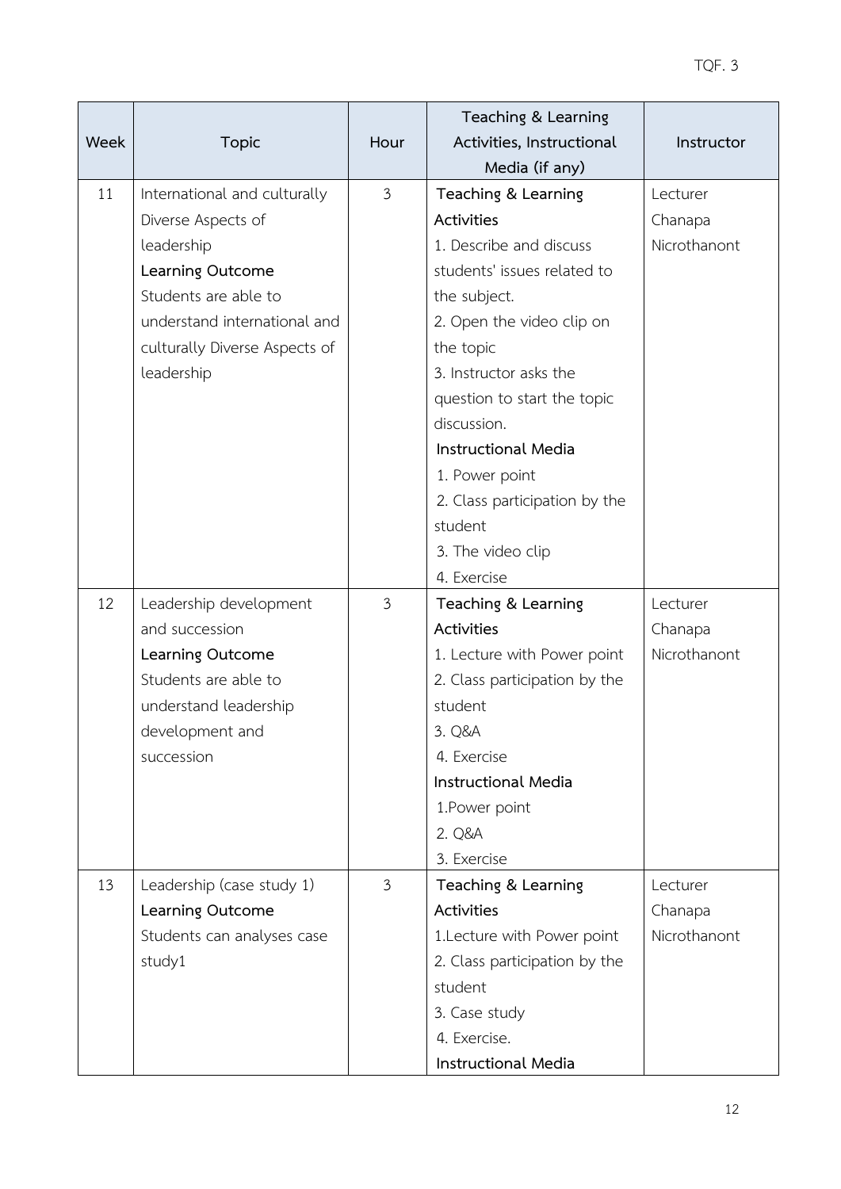| Week | Topic | Hour | Teaching & Learning Activities, Instructional Media (if any) | Instructor |
|---|---|---|---|---|
| 11 | International and culturally Diverse Aspects of leadership<br>**Learning Outcome**<br>Students are able to understand international and culturally Diverse Aspects of leadership | 3 | **Teaching & Learning Activities**<br>1. Describe and discuss students' issues related to the subject.<br>2. Open the video clip on the topic<br>3. Instructor asks the question to start the topic discussion.<br>**Instructional Media**<br>1. Power point<br>2. Class participation by the student<br>3. The video clip<br>4. Exercise | Lecturer Chanapa Nicrothanont |
| 12 | Leadership development and succession<br>**Learning Outcome**<br>Students are able to understand leadership development and succession | 3 | **Teaching & Learning Activities**<br>1. Lecture with Power point<br>2. Class participation by the student<br>3. Q&A<br>4. Exercise<br>**Instructional Media**<br>1.Power point<br>2. Q&A<br>3. Exercise | Lecturer Chanapa Nicrothanont |
| 13 | Leadership (case study 1)<br>**Learning Outcome**<br>Students can analyses case study1 | 3 | **Teaching & Learning Activities**<br>1.Lecture with Power point<br>2. Class participation by the student<br>3. Case study<br>4. Exercise.<br>**Instructional Media** | Lecturer Chanapa Nicrothanont |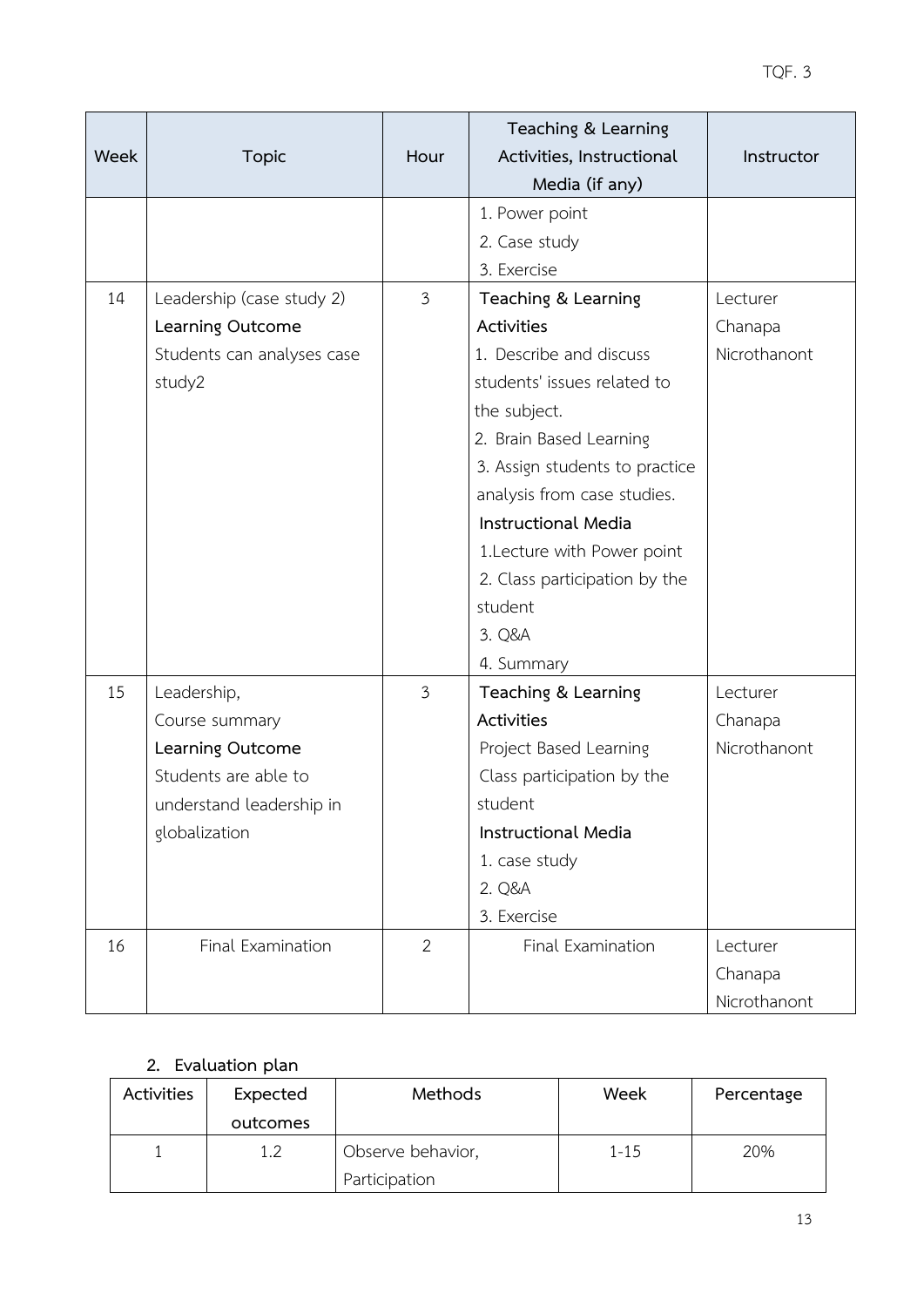| Week | Topic | Hour | Teaching & Learning Activities, Instructional Media (if any) | Instructor |
|---|---|---|---|---|
| | | | 1. Power point<br>2. Case study<br>3. Exercise | |
| 14 | Leadership (case study 2)<br>**Learning Outcome**<br>Students can analyses case study2 | 3 | **Teaching & Learning Activities**<br>1. Describe and discuss students' issues related to the subject.<br>2. Brain Based Learning<br>3. Assign students to practice analysis from case studies.<br>**Instructional Media**<br>1.Lecture with Power point<br>2. Class participation by the student<br>3. Q&A<br>4. Summary | Lecturer Chanapa Nicrothanont |
| 15 | Leadership,<br>Course summary<br>**Learning Outcome**<br>Students are able to understand leadership in globalization | 3 | **Teaching & Learning Activities**<br>Project Based Learning<br>Class participation by the student<br>**Instructional Media**<br>1. case study<br>2. Q&A<br>3. Exercise | Lecturer Chanapa Nicrothanont |
| 16 | Final Examination | 2 | Final Examination | Lecturer Chanapa Nicrothanont |

**2. Evaluation plan**

| Activities | Expected outcomes | Methods | Week | Percentage |
|---|---|---|---|---|
| 1 | 1.2 | Observe behavior, Participation | 1-15 | 20% |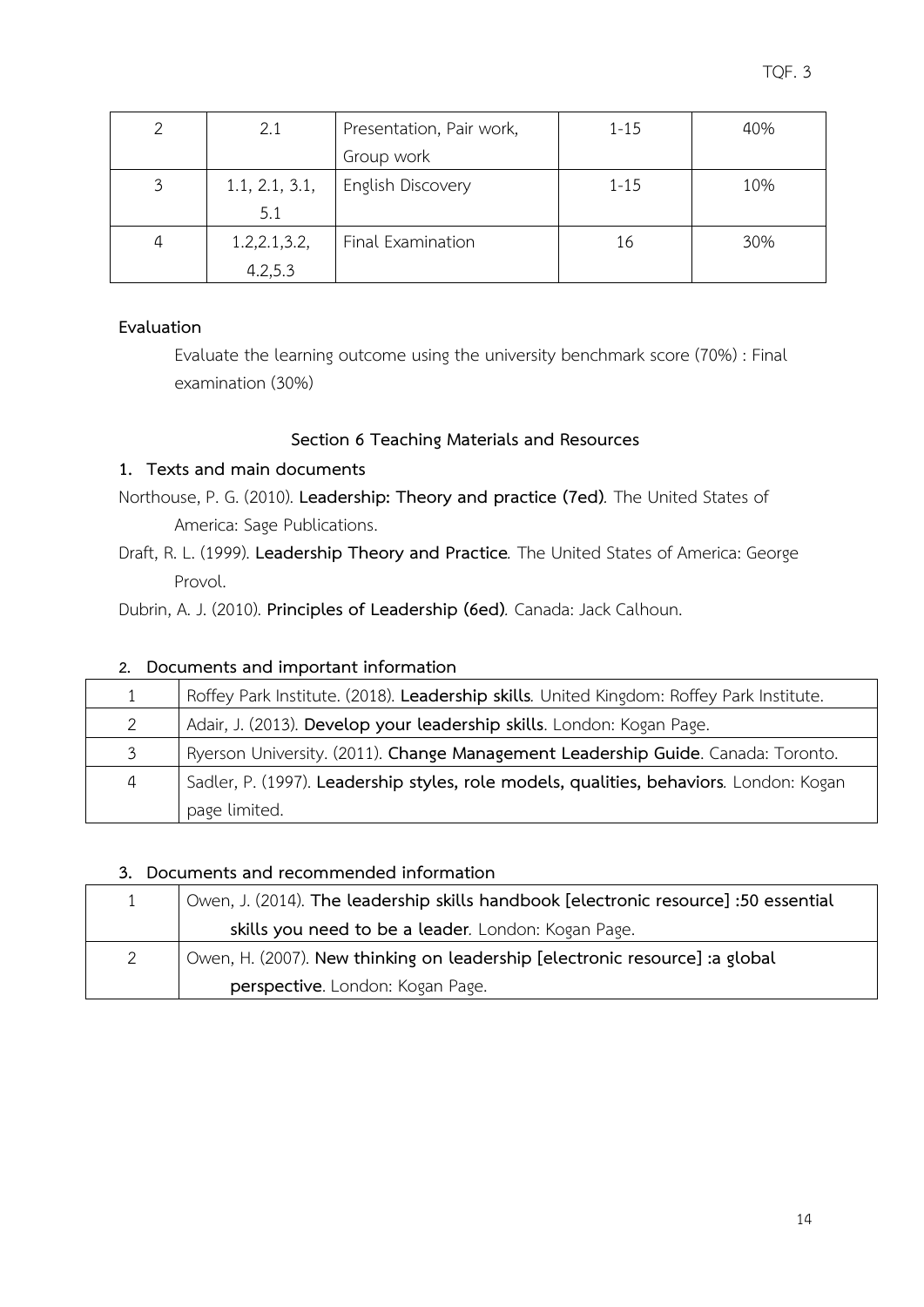| 2 | 2.1 | Presentation, Pair work, Group work | 1-15 | 40% |
|---|---|---|---|---|
| 3 | 1.1, 2.1, 3.1, 5.1 | English Discovery | 1-15 | 10% |
| 4 | 1.2,2.1,3.2, 4.2,5.3 | Final Examination | 16 | 30% |

**Evaluation**

Evaluate the learning outcome using the university benchmark score (70%) : Final examination (30%)

## Section 6 Teaching Materials and Resources

**1. Texts and main documents**

Northouse, P. G. (2010). **Leadership: Theory and practice (7ed)**. The United States of America: Sage Publications.

Draft, R. L. (1999). **Leadership Theory and Practice**. The United States of America: George Provol.

Dubrin, A. J. (2010). **Principles of Leadership (6ed)**. Canada: Jack Calhoun.

**2. Documents and important information**

| | |
|---|---|
| 1 | Roffey Park Institute. (2018). **Leadership skills**. United Kingdom: Roffey Park Institute. |
| 2 | Adair, J. (2013). **Develop your leadership skills**. London: Kogan Page. |
| 3 | Ryerson University. (2011). **Change Management Leadership Guide**. Canada: Toronto. |
| 4 | Sadler, P. (1997). **Leadership styles, role models, qualities, behaviors**. London: Kogan page limited. |

**3. Documents and recommended information**

| | |
|---|---|
| 1 | Owen, J. (2014). **The leadership skills handbook [electronic resource] :50 essential skills you need to be a leader**. London: Kogan Page. |
| 2 | Owen, H. (2007). **New thinking on leadership [electronic resource] :a global perspective**. London: Kogan Page. |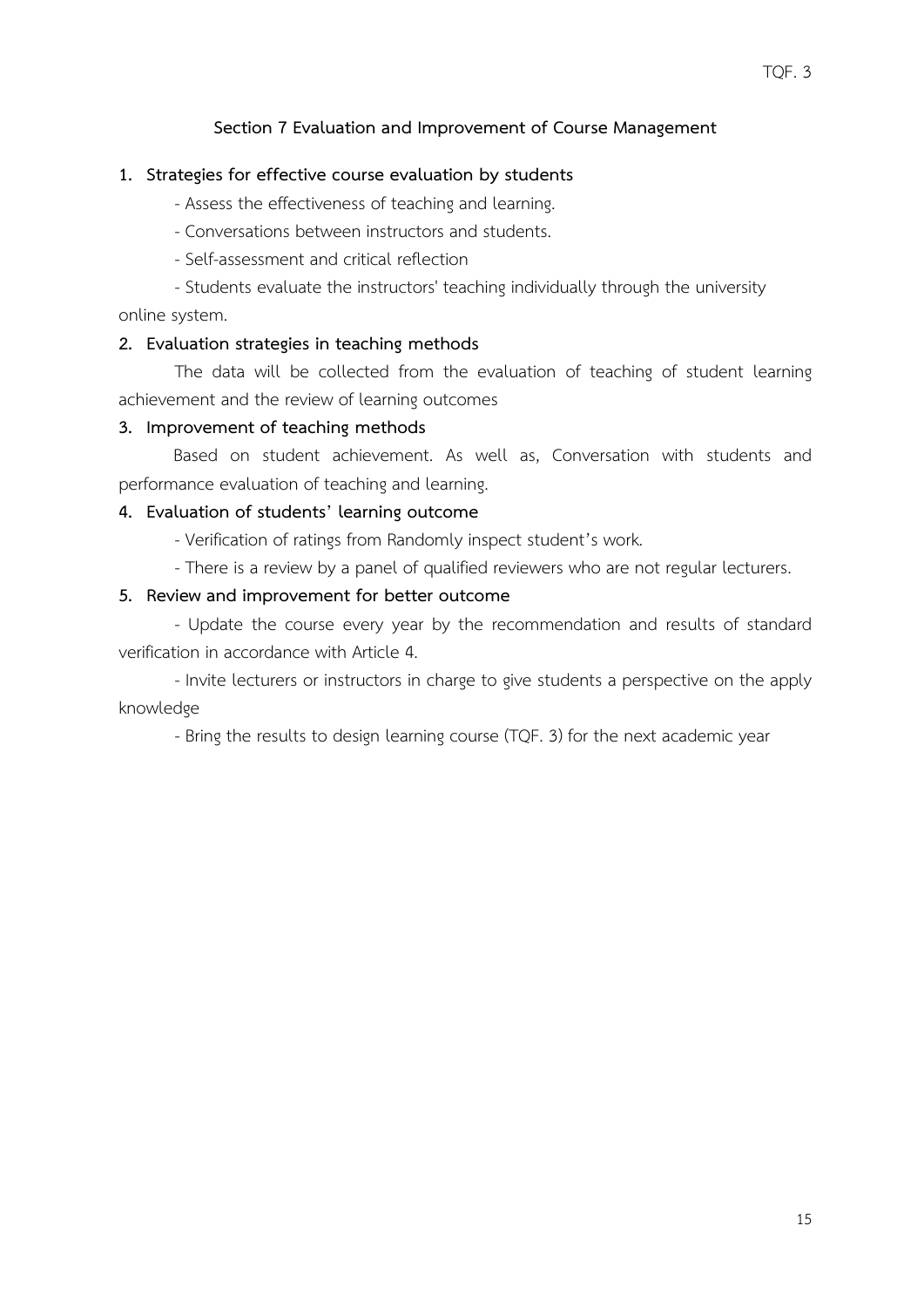## Section 7 Evaluation and Improvement of Course Management

**1. Strategies for effective course evaluation by students**

- Assess the effectiveness of teaching and learning.
- Conversations between instructors and students.
- Self-assessment and critical reflection
- Students evaluate the instructors' teaching individually through the university online system.

**2. Evaluation strategies in teaching methods**

The data will be collected from the evaluation of teaching of student learning achievement and the review of learning outcomes

**3. Improvement of teaching methods**

Based on student achievement. As well as, Conversation with students and performance evaluation of teaching and learning.

**4. Evaluation of students' learning outcome**

- Verification of ratings from Randomly inspect student's work.
- There is a review by a panel of qualified reviewers who are not regular lecturers.

**5. Review and improvement for better outcome**

- Update the course every year by the recommendation and results of standard verification in accordance with Article 4.
- Invite lecturers or instructors in charge to give students a perspective on the apply knowledge
- Bring the results to design learning course (TQF. 3) for the next academic year